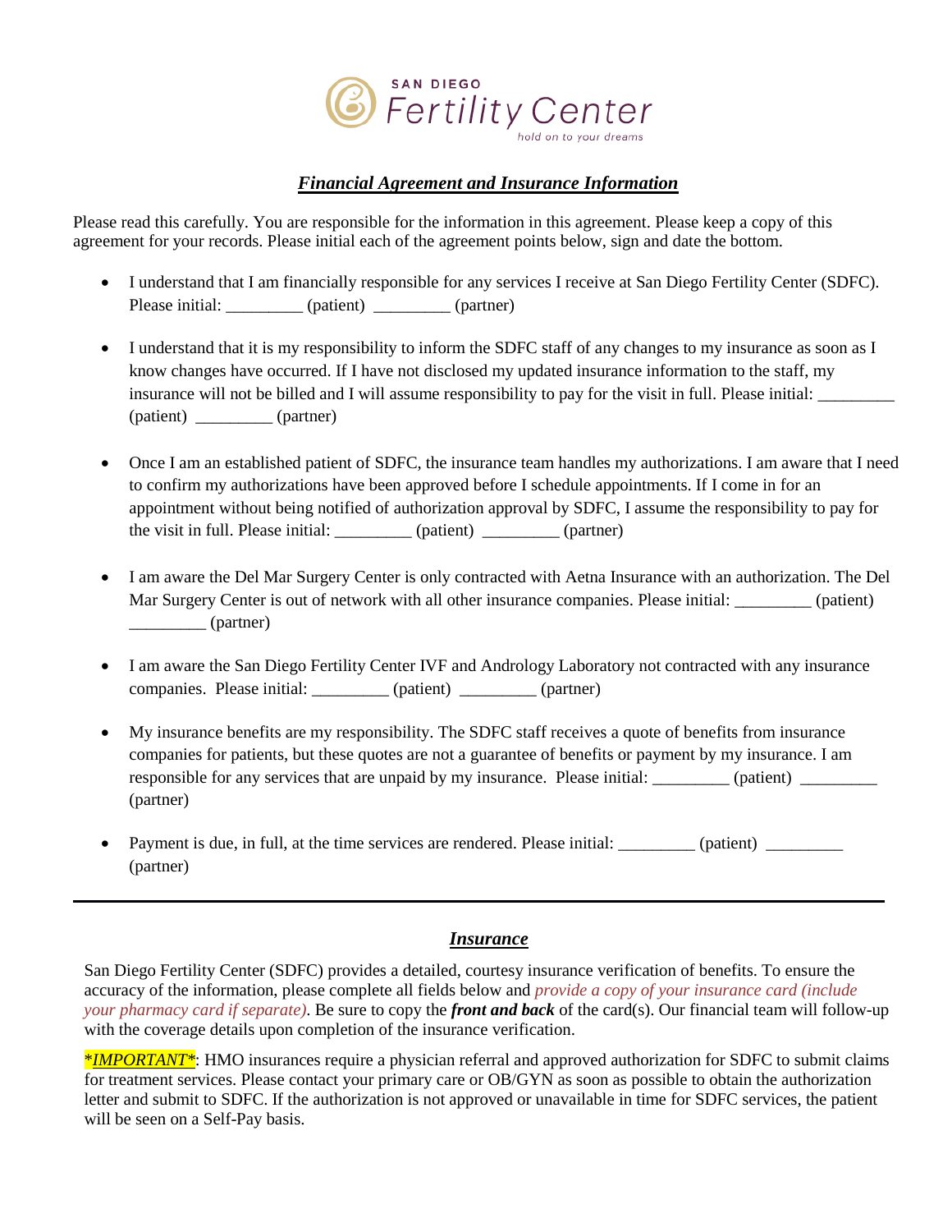SAN DIEGO
Fertility Center
hold on to your dreams

## ***Financial Agreement and Insurance Information***

Please read this carefully. You are responsible for the information in this agreement. Please keep a copy of this agreement for your records. Please initial each of the agreement points below, sign and date the bottom.

- I understand that I am financially responsible for any services I receive at San Diego Fertility Center (SDFC). Please initial: _________ (patient) _________ (partner)

- I understand that it is my responsibility to inform the SDFC staff of any changes to my insurance as soon as I know changes have occurred. If I have not disclosed my updated insurance information to the staff, my insurance will not be billed and I will assume responsibility to pay for the visit in full. Please initial: _________ (patient) _________ (partner)

- Once I am an established patient of SDFC, the insurance team handles my authorizations. I am aware that I need to confirm my authorizations have been approved before I schedule appointments. If I come in for an appointment without being notified of authorization approval by SDFC, I assume the responsibility to pay for the visit in full. Please initial: _________ (patient) _________ (partner)

- I am aware the Del Mar Surgery Center is only contracted with Aetna Insurance with an authorization. The Del Mar Surgery Center is out of network with all other insurance companies. Please initial: _________ (patient) _________ (partner)

- I am aware the San Diego Fertility Center IVF and Andrology Laboratory not contracted with any insurance companies. Please initial: _________ (patient) _________ (partner)

- My insurance benefits are my responsibility. The SDFC staff receives a quote of benefits from insurance companies for patients, but these quotes are not a guarantee of benefits or payment by my insurance. I am responsible for any services that are unpaid by my insurance. Please initial: _________ (patient) _________ (partner)

- Payment is due, in full, at the time services are rendered. Please initial: _________ (patient) _________ (partner)

---

## ***Insurance***

San Diego Fertility Center (SDFC) provides a detailed, courtesy insurance verification of benefits. To ensure the accuracy of the information, please complete all fields below and *provide a copy of your insurance card (include your pharmacy card if separate)*. Be sure to copy the ***front and back*** of the card(s). Our financial team will follow-up with the coverage details upon completion of the insurance verification.

*\*IMPORTANT\**: HMO insurances require a physician referral and approved authorization for SDFC to submit claims for treatment services. Please contact your primary care or OB/GYN as soon as possible to obtain the authorization letter and submit to SDFC. If the authorization is not approved or unavailable in time for SDFC services, the patient will be seen on a Self-Pay basis.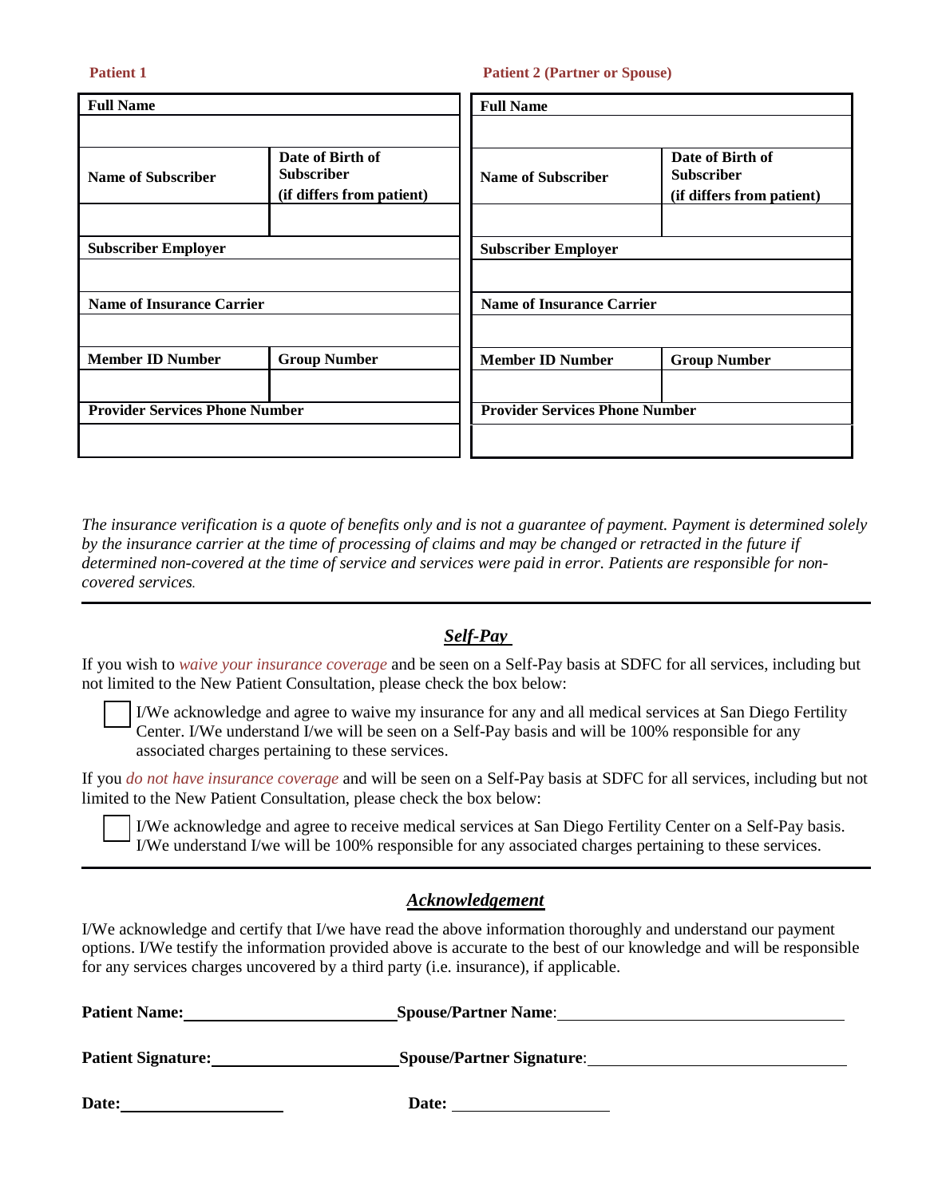**Patient 1**

| Full Name | |
|---|---|
| | |
| Name of Subscriber | Date of Birth of Subscriber (if differs from patient) |
| | |
| Subscriber Employer | |
| | |
| Name of Insurance Carrier | |
| | |
| Member ID Number | Group Number |
| | |
| Provider Services Phone Number | |
| | |

**Patient 2 (Partner or Spouse)**

| Full Name | |
|---|---|
| | |
| Name of Subscriber | Date of Birth of Subscriber (if differs from patient) |
| | |
| Subscriber Employer | |
| | |
| Name of Insurance Carrier | |
| | |
| Member ID Number | Group Number |
| | |
| Provider Services Phone Number | |
| | |

*The insurance verification is a quote of benefits only and is not a guarantee of payment. Payment is determined solely by the insurance carrier at the time of processing of claims and may be changed or retracted in the future if determined non-covered at the time of service and services were paid in error. Patients are responsible for non-covered services.*

---

## ***Self-Pay***

If you wish to *waive your insurance coverage* and be seen on a Self-Pay basis at SDFC for all services, including but not limited to the New Patient Consultation, please check the box below:

☐ I/We acknowledge and agree to waive my insurance for any and all medical services at San Diego Fertility Center. I/We understand I/we will be seen on a Self-Pay basis and will be 100% responsible for any associated charges pertaining to these services.

If you *do not have insurance coverage* and will be seen on a Self-Pay basis at SDFC for all services, including but not limited to the New Patient Consultation, please check the box below:

☐ I/We acknowledge and agree to receive medical services at San Diego Fertility Center on a Self-Pay basis. I/We understand I/we will be 100% responsible for any associated charges pertaining to these services.

---

## ***Acknowledgement***

I/We acknowledge and certify that I/we have read the above information thoroughly and understand our payment options. I/We testify the information provided above is accurate to the best of our knowledge and will be responsible for any services charges uncovered by a third party (i.e. insurance), if applicable.

**Patient Name:** ______________________ **Spouse/Partner Name**: ______________________

**Patient Signature:** ______________________ **Spouse/Partner Signature**: ______________________

**Date:** ______________________ **Date:** ______________________